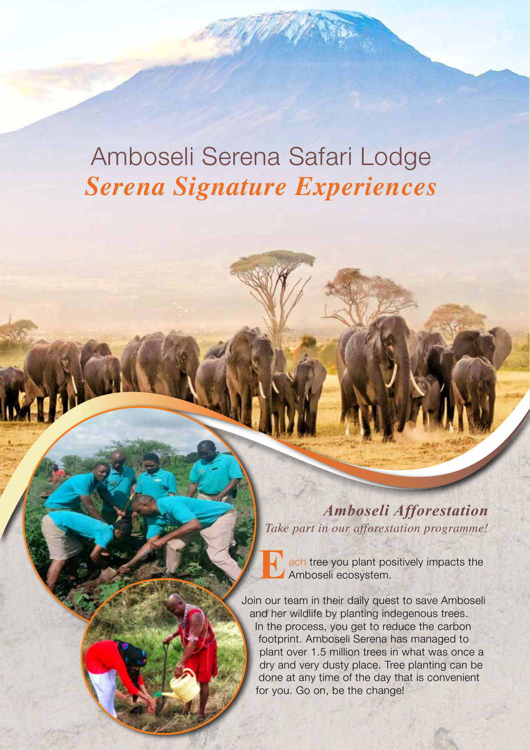# Amboseli Serena Safari Lodge

## *Serena Signature Experiences*

### *Amboseli Afforestation*

*Take part in our afforestation programme!*

Each tree you plant positively impacts the Amboseli ecosystem.

Join our team in their daily quest to save Amboseli and her wildlife by planting indegenous trees. In the process, you get to reduce the carbon footprint. Amboseli Serena has managed to plant over 1.5 million trees in what was once a dry and very dusty place. Tree planting can be done at any time of the day that is convenient for you. Go on, be the change!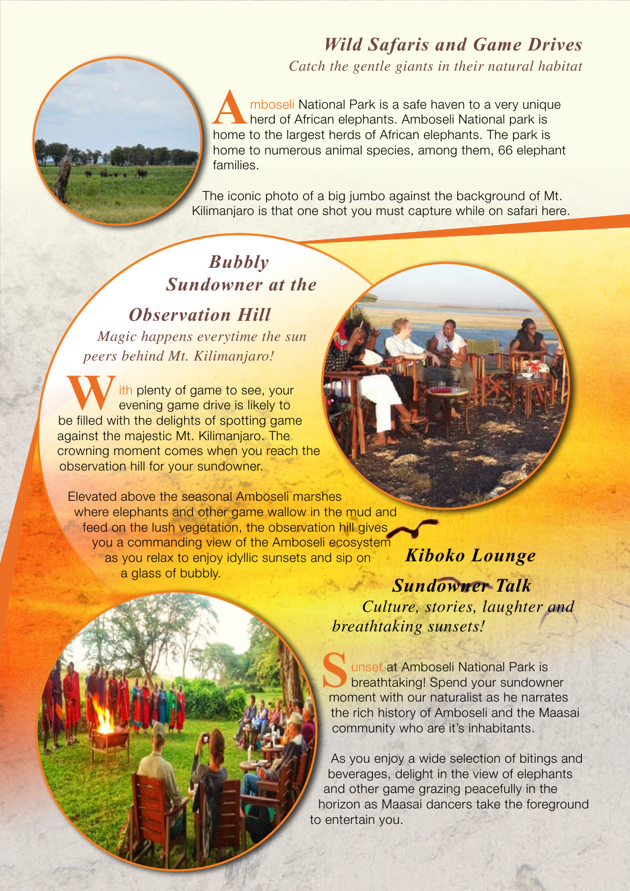## *Wild Safaris and Game Drives*

*Catch the gentle giants in their natural habitat*

Amboseli National Park is a safe haven to a very unique herd of African elephants. Amboseli National park is home to the largest herds of African elephants. The park is home to numerous animal species, among them, 66 elephant families.

The iconic photo of a big jumbo against the background of Mt. Kilimanjaro is that one shot you must capture while on safari here.

## *Bubbly Sundowner at the Observation Hill*

*Magic happens everytime the sun peers behind Mt. Kilimanjaro!*

With plenty of game to see, your evening game drive is likely to be filled with the delights of spotting game against the majestic Mt. Kilimanjaro. The crowning moment comes when you reach the observation hill for your sundowner.

Elevated above the seasonal Amboseli marshes where elephants and other game wallow in the mud and feed on the lush vegetation, the observation hill gives you a commanding view of the Amboseli ecosystem as you relax to enjoy idyllic sunsets and sip on a glass of bubbly.

## *Kiboko Lounge Sundowner Talk*

*Culture, stories, laughter and breathtaking sunsets!*

Sunset at Amboseli National Park is breathtaking! Spend your sundowner moment with our naturalist as he narrates the rich history of Amboseli and the Maasai community who are it's inhabitants.

As you enjoy a wide selection of bitings and beverages, delight in the view of elephants and other game grazing peacefully in the horizon as Maasai dancers take the foreground to entertain you.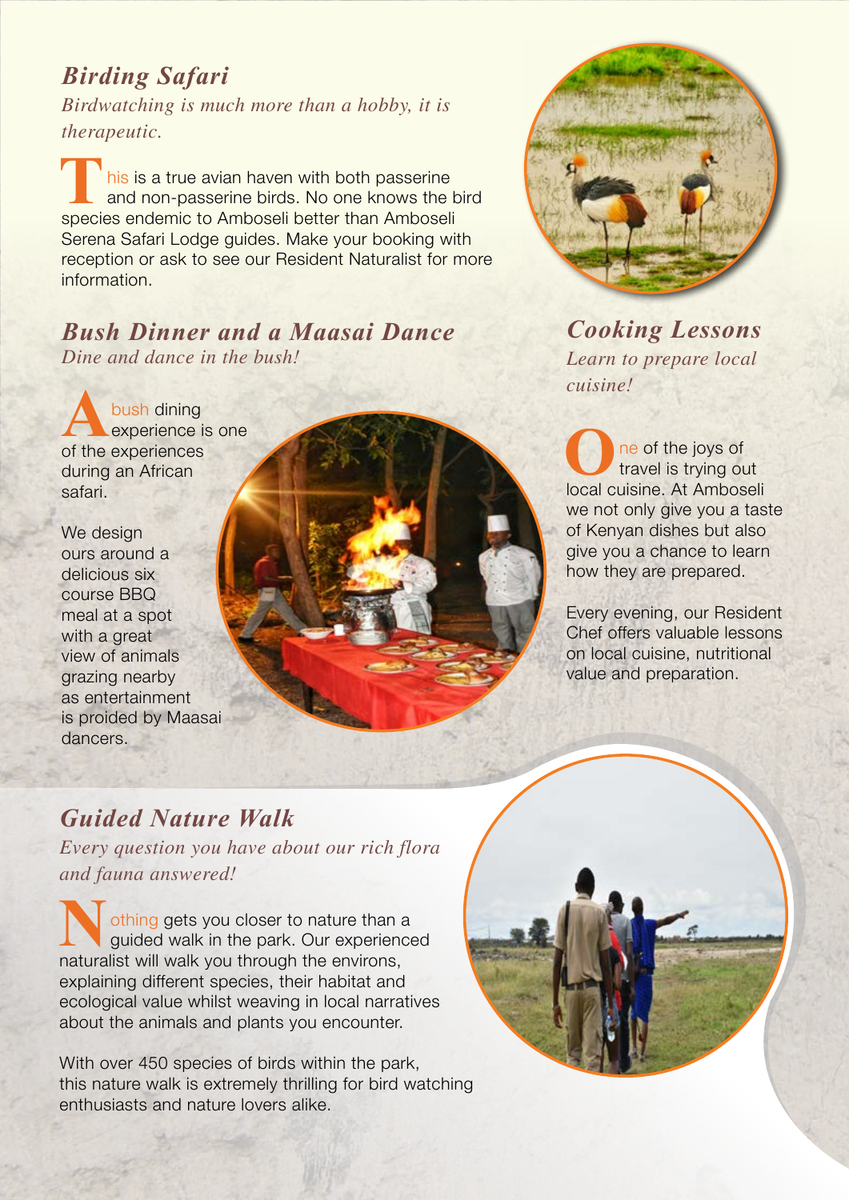## *Birding Safari*

*Birdwatching is much more than a hobby, it is therapeutic.*

This is a true avian haven with both passerine and non-passerine birds. No one knows the bird species endemic to Amboseli better than Amboseli Serena Safari Lodge guides. Make your booking with reception or ask to see our Resident Naturalist for more information.

## *Bush Dinner and a Maasai Dance*

*Dine and dance in the bush!*

A bush dining experience is one of the experiences during an African safari.

We design ours around a delicious six course BBQ meal at a spot with a great view of animals grazing nearby as entertainment is proided by Maasai dancers.

## *Cooking Lessons*

*Learn to prepare local cuisine!*

One of the joys of travel is trying out local cuisine. At Amboseli we not only give you a taste of Kenyan dishes but also give you a chance to learn how they are prepared.

Every evening, our Resident Chef offers valuable lessons on local cuisine, nutritional value and preparation.

## *Guided Nature Walk*

*Every question you have about our rich flora and fauna answered!*

Nothing gets you closer to nature than a guided walk in the park. Our experienced naturalist will walk you through the environs, explaining different species, their habitat and ecological value whilst weaving in local narratives about the animals and plants you encounter.

With over 450 species of birds within the park, this nature walk is extremely thrilling for bird watching enthusiasts and nature lovers alike.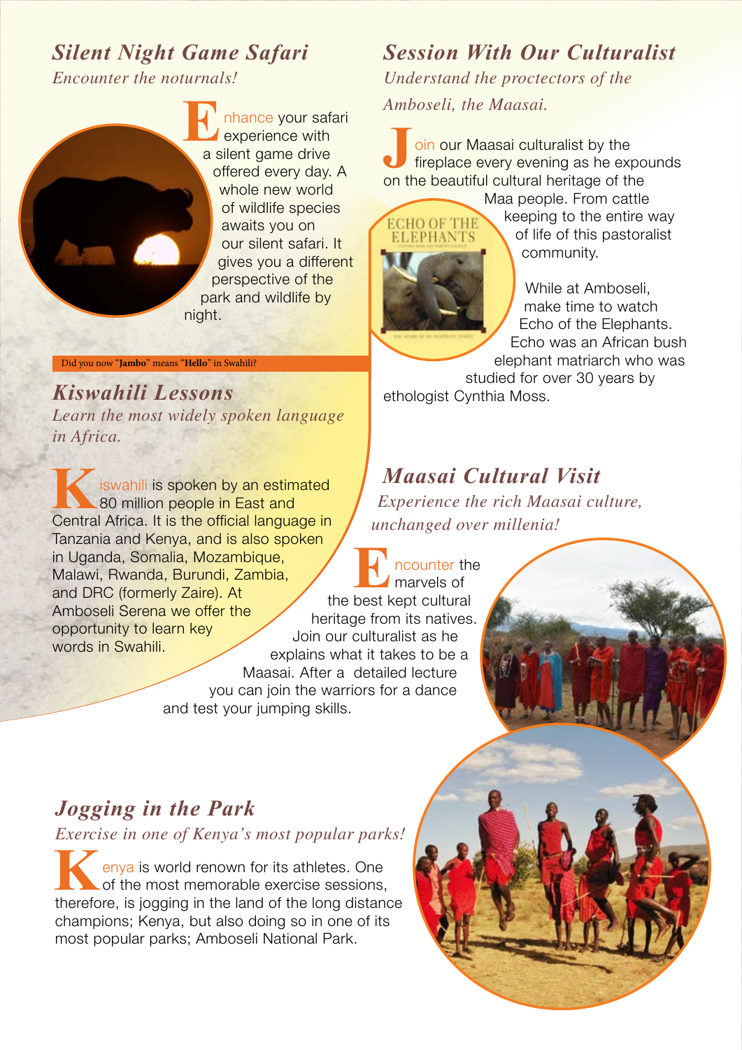## *Silent Night Game Safari*

*Encounter the noturnals!*

Enhance your safari experience with a silent game drive offered every day. A whole new world of wildlife species awaits you on our silent safari. It gives you a different perspective of the park and wildlife by night.

Did you now "**Jambo**" means "**Hello**" in Swahili?

## *Kiswahili Lessons*

*Learn the most widely spoken language in Africa.*

Kiswahili is spoken by an estimated 80 million people in East and Central Africa. It is the official language in Tanzania and Kenya, and is also spoken in Uganda, Somalia, Mozambique, Malawi, Rwanda, Burundi, Zambia, and DRC (formerly Zaire). At Amboseli Serena we offer the opportunity to learn key words in Swahili.

## *Session With Our Culturalist*

*Understand the proctectors of the Amboseli, the Maasai.*

Join our Maasai culturalist by the fireplace every evening as he expounds on the beautiful cultural heritage of the Maa people. From cattle keeping to the entire way of life of this pastoralist community.

While at Amboseli, make time to watch Echo of the Elephants. Echo was an African bush elephant matriarch who was studied for over 30 years by ethologist Cynthia Moss.

## *Maasai Cultural Visit*

*Experience the rich Maasai culture, unchanged over millenia!*

Encounter the marvels of the best kept cultural heritage from its natives. Join our culturalist as he explains what it takes to be a Maasai. After a detailed lecture you can join the warriors for a dance and test your jumping skills.

## *Jogging in the Park*

*Exercise in one of Kenya's most popular parks!*

Kenya is world renown for its athletes. One of the most memorable exercise sessions, therefore, is jogging in the land of the long distance champions; Kenya, but also doing so in one of its most popular parks; Amboseli National Park.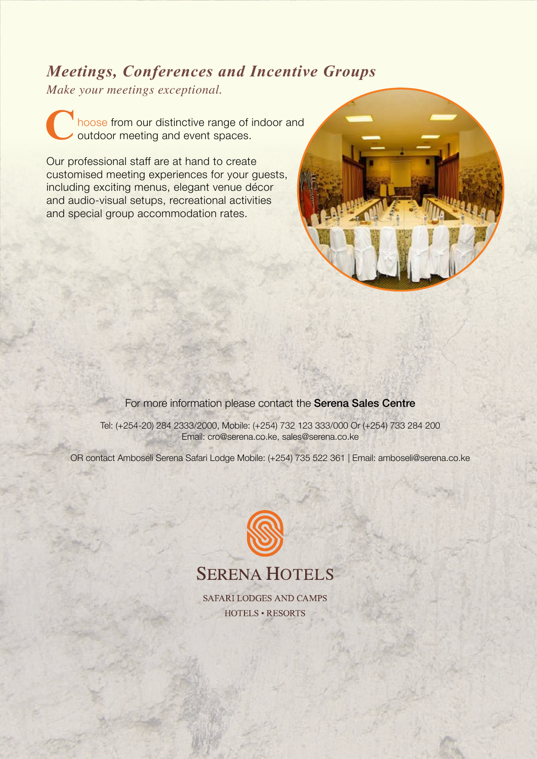## *Meetings, Conferences and Incentive Groups*

*Make your meetings exceptional.*

Choose from our distinctive range of indoor and outdoor meeting and event spaces.

Our professional staff are at hand to create customised meeting experiences for your guests, including exciting menus, elegant venue décor and audio-visual setups, recreational activities and special group accommodation rates.

For more information please contact the **Serena Sales Centre**

Tel: (+254-20) 284 2333/2000, Mobile: (+254) 732 123 333/000 Or (+254) 733 284 200
Email: cro@serena.co.ke, sales@serena.co.ke

OR contact Amboseli Serena Safari Lodge Mobile: (+254) 735 522 361 | Email: amboseli@serena.co.ke

SERENA HOTELS

SAFARI LODGES AND CAMPS
HOTELS • RESORTS